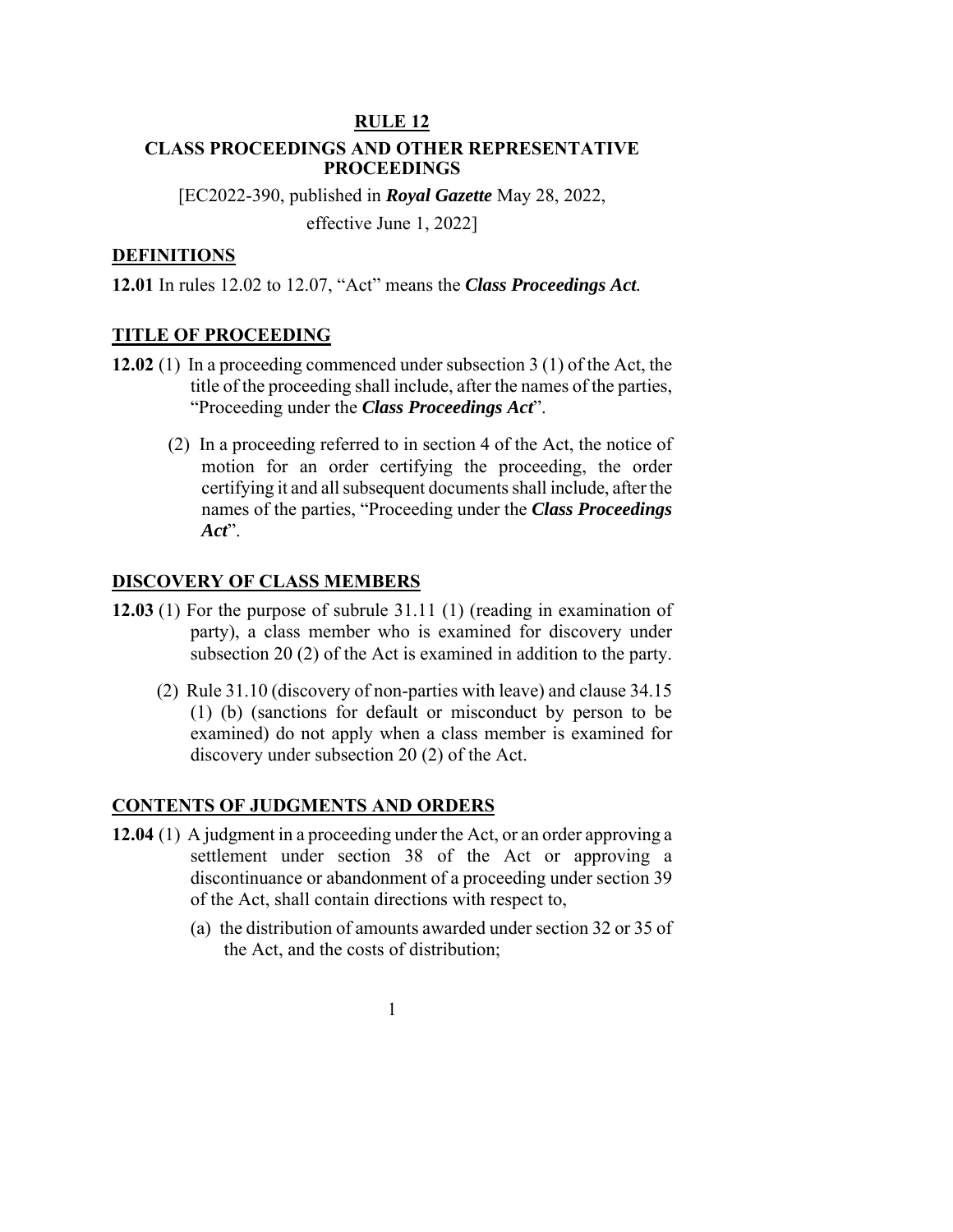# RULE 12

## CLASS PROCEEDINGS AND OTHER REPRESENTATIVE PROCEEDINGS

[EC2022-390, published in ***Royal Gazette*** May 28, 2022, effective June 1, 2022]

### DEFINITIONS

**12.01** In rules 12.02 to 12.07, "Act" means the ***Class Proceedings Act.***

### TITLE OF PROCEEDING

**12.02** (1) In a proceeding commenced under subsection 3 (1) of the Act, the title of the proceeding shall include, after the names of the parties, "Proceeding under the ***Class Proceedings Act***".

(2) In a proceeding referred to in section 4 of the Act, the notice of motion for an order certifying the proceeding, the order certifying it and all subsequent documents shall include, after the names of the parties, "Proceeding under the ***Class Proceedings Act***".

### DISCOVERY OF CLASS MEMBERS

**12.03** (1) For the purpose of subrule 31.11 (1) (reading in examination of party), a class member who is examined for discovery under subsection 20 (2) of the Act is examined in addition to the party.

(2) Rule 31.10 (discovery of non-parties with leave) and clause 34.15 (1) (b) (sanctions for default or misconduct by person to be examined) do not apply when a class member is examined for discovery under subsection 20 (2) of the Act.

### CONTENTS OF JUDGMENTS AND ORDERS

**12.04** (1) A judgment in a proceeding under the Act, or an order approving a settlement under section 38 of the Act or approving a discontinuance or abandonment of a proceeding under section 39 of the Act, shall contain directions with respect to,

(a) the distribution of amounts awarded under section 32 or 35 of the Act, and the costs of distribution;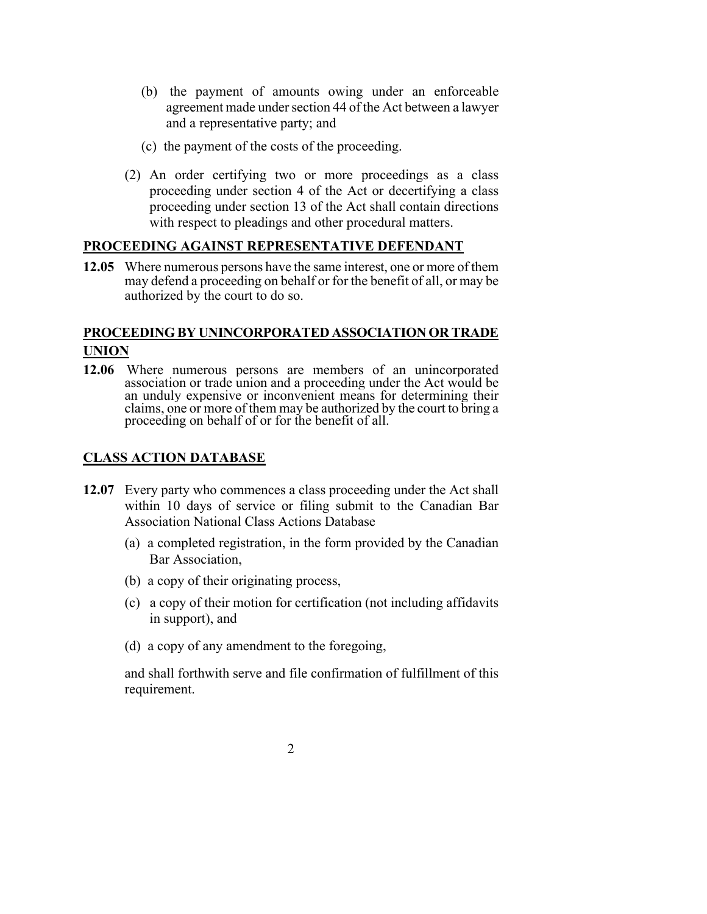(b) the payment of amounts owing under an enforceable agreement made under section 44 of the Act between a lawyer and a representative party; and

(c) the payment of the costs of the proceeding.

(2) An order certifying two or more proceedings as a class proceeding under section 4 of the Act or decertifying a class proceeding under section 13 of the Act shall contain directions with respect to pleadings and other procedural matters.

## PROCEEDING AGAINST REPRESENTATIVE DEFENDANT

**12.05** Where numerous persons have the same interest, one or more of them may defend a proceeding on behalf or for the benefit of all, or may be authorized by the court to do so.

## PROCEEDING BY UNINCORPORATED ASSOCIATION OR TRADE UNION

**12.06** Where numerous persons are members of an unincorporated association or trade union and a proceeding under the Act would be an unduly expensive or inconvenient means for determining their claims, one or more of them may be authorized by the court to bring a proceeding on behalf of or for the benefit of all.

## CLASS ACTION DATABASE

**12.07** Every party who commences a class proceeding under the Act shall within 10 days of service or filing submit to the Canadian Bar Association National Class Actions Database

(a) a completed registration, in the form provided by the Canadian Bar Association,

(b) a copy of their originating process,

(c) a copy of their motion for certification (not including affidavits in support), and

(d) a copy of any amendment to the foregoing,

and shall forthwith serve and file confirmation of fulfillment of this requirement.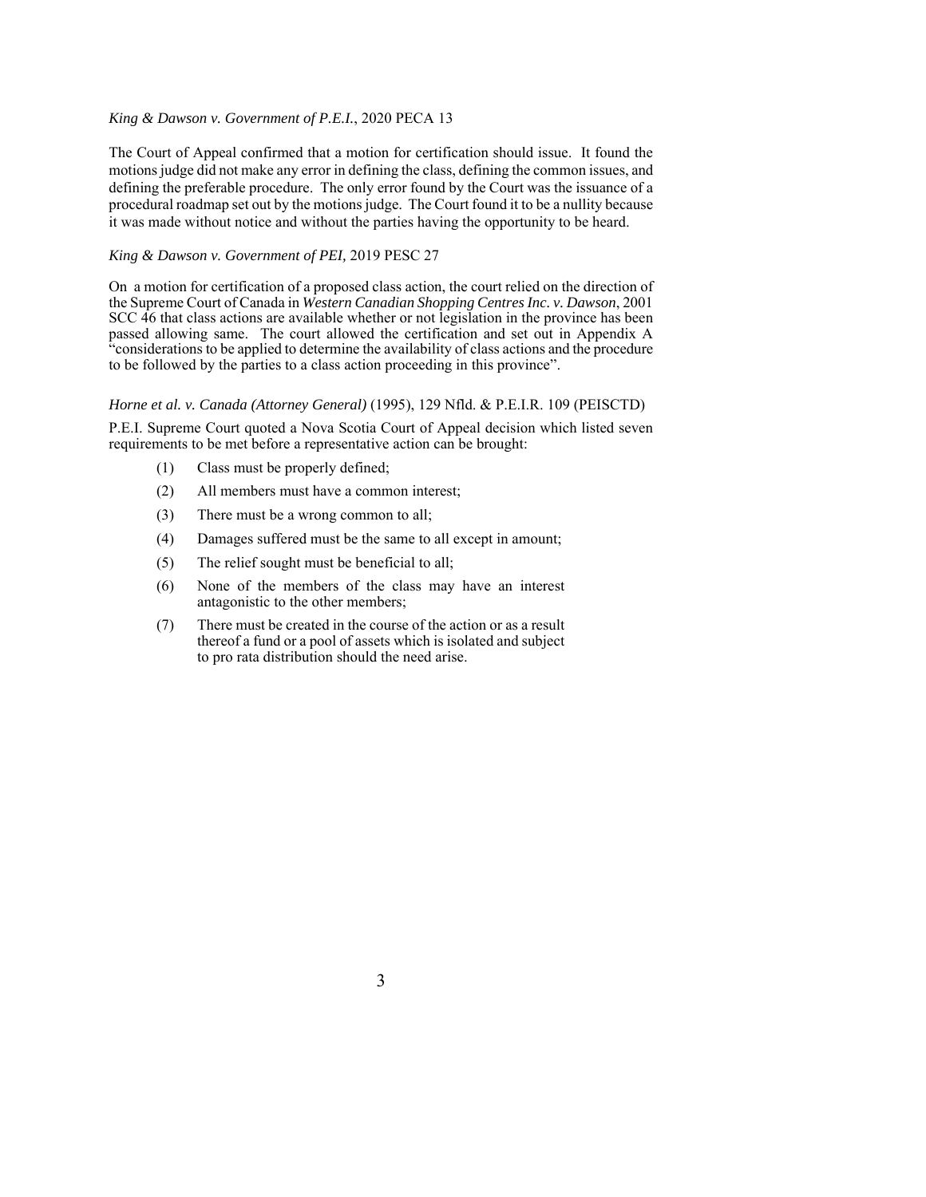*King & Dawson v. Government of P.E.I.*, 2020 PECA 13

The Court of Appeal confirmed that a motion for certification should issue. It found the motions judge did not make any error in defining the class, defining the common issues, and defining the preferable procedure. The only error found by the Court was the issuance of a procedural roadmap set out by the motions judge. The Court found it to be a nullity because it was made without notice and without the parties having the opportunity to be heard.

*King & Dawson v. Government of PEI,* 2019 PESC 27

On a motion for certification of a proposed class action, the court relied on the direction of the Supreme Court of Canada in *Western Canadian Shopping Centres Inc. v. Dawson*, 2001 SCC 46 that class actions are available whether or not legislation in the province has been passed allowing same. The court allowed the certification and set out in Appendix A "considerations to be applied to determine the availability of class actions and the procedure to be followed by the parties to a class action proceeding in this province".

*Horne et al. v. Canada (Attorney General)* (1995), 129 Nfld. & P.E.I.R. 109 (PEISCTD)

P.E.I. Supreme Court quoted a Nova Scotia Court of Appeal decision which listed seven requirements to be met before a representative action can be brought:

(1) Class must be properly defined;

(2) All members must have a common interest;

(3) There must be a wrong common to all;

(4) Damages suffered must be the same to all except in amount;

(5) The relief sought must be beneficial to all;

(6) None of the members of the class may have an interest antagonistic to the other members;

(7) There must be created in the course of the action or as a result thereof a fund or a pool of assets which is isolated and subject to pro rata distribution should the need arise.